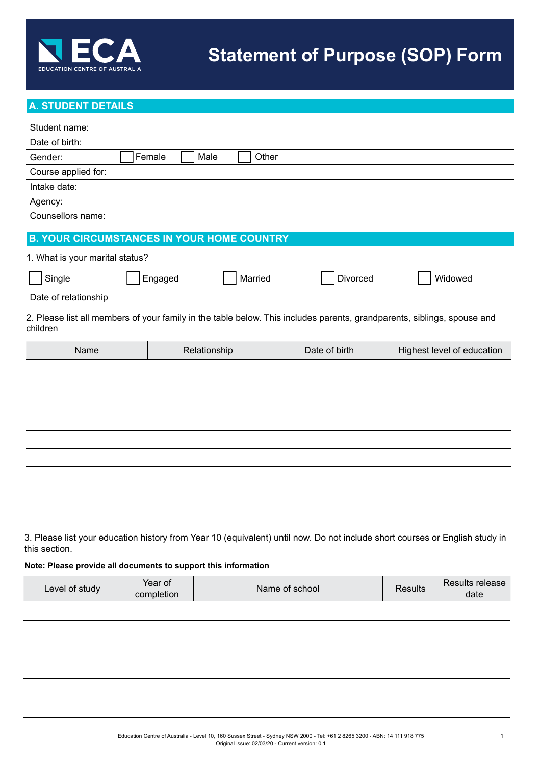ECA

EDUCATION CENTRE OF AUSTRALIA

# Statement of Purpose (SOP) Form

## A. STUDENT DETAILS

Student name:

Date of birth:

Gender: ☐ Female ☐ Male ☐ Other

Course applied for:

Intake date:

Agency:

Counsellors name:

## B. YOUR CIRCUMSTANCES IN YOUR HOME COUNTRY

1. What is your marital status?

☐ Single ☐ Engaged ☐ Married ☐ Divorced ☐ Widowed

Date of relationship

2. Please list all members of your family in the table below. This includes parents, grandparents, siblings, spouse and children

| Name | Relationship | Date of birth | Highest level of education |
|---|---|---|---|
| | | | |
| | | | |
| | | | |
| | | | |
| | | | |
| | | | |
| | | | |
| | | | |
| | | | |

3. Please list your education history from Year 10 (equivalent) until now. Do not include short courses or English study in this section.

**Note: Please provide all documents to support this information**

| Level of study | Year of completion | Name of school | Results | Results release date |
|---|---|---|---|---|
| | | | | |
| | | | | |
| | | | | |
| | | | | |
| | | | | |
| | | | | |

Education Centre of Australia - Level 10, 160 Sussex Street - Sydney NSW 2000 - Tel: +61 2 8265 3200 - ABN: 14 111 918 775
Original issue: 02/03/20 - Current version: 0.1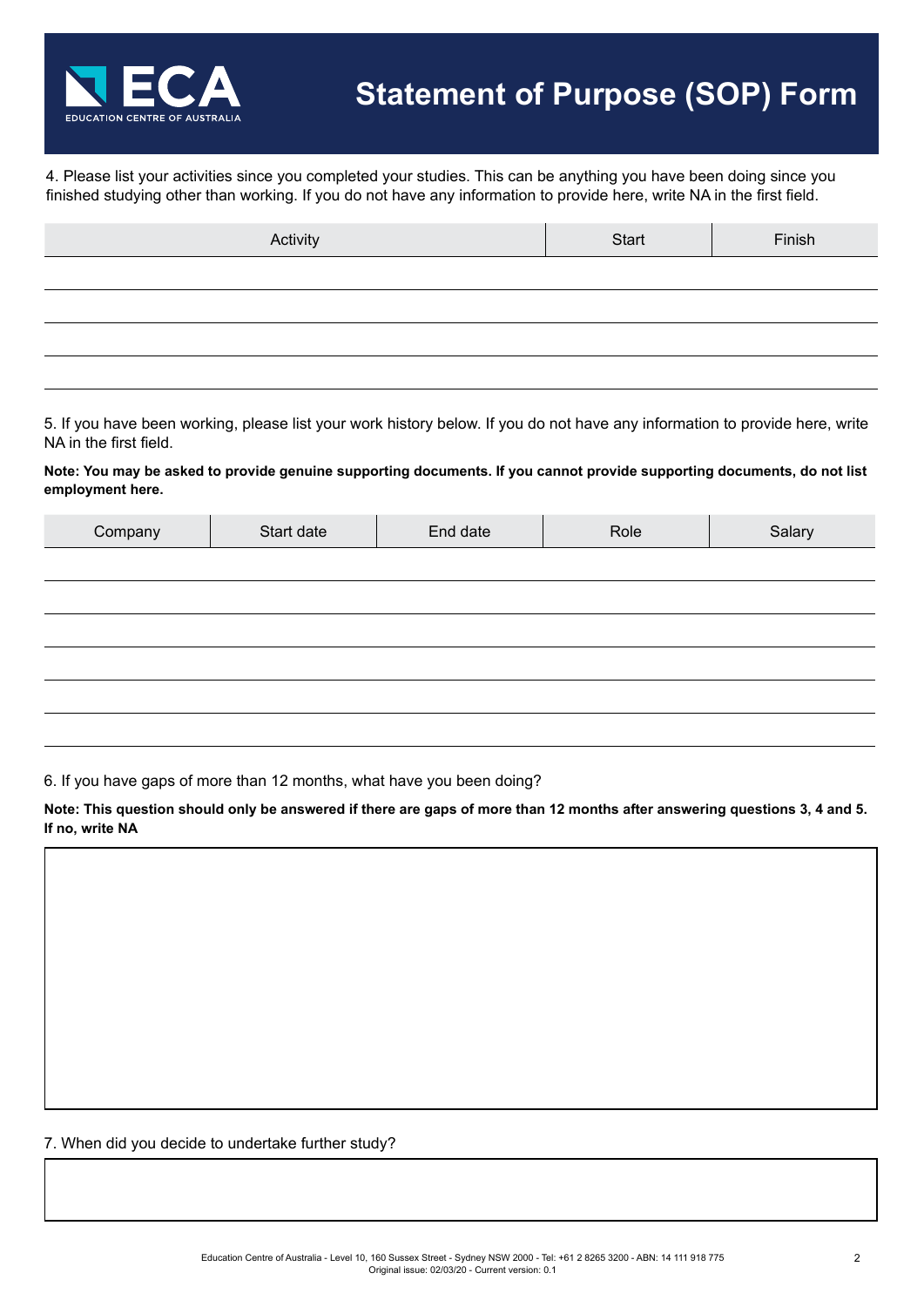# Statement of Purpose (SOP) Form

4. Please list your activities since you completed your studies. This can be anything you have been doing since you finished studying other than working. If you do not have any information to provide here, write NA in the first field.

| Activity | Start | Finish |
|---|---|---|
| | | |
| | | |
| | | |
| | | |

5. If you have been working, please list your work history below. If you do not have any information to provide here, write NA in the first field.

**Note: You may be asked to provide genuine supporting documents. If you cannot provide supporting documents, do not list employment here.**

| Company | Start date | End date | Role | Salary |
|---|---|---|---|---|
| | | | | |
| | | | | |
| | | | | |
| | | | | |
| | | | | |
| | | | | |

6. If you have gaps of more than 12 months, what have you been doing?

**Note: This question should only be answered if there are gaps of more than 12 months after answering questions 3, 4 and 5. If no, write NA**

7. When did you decide to undertake further study?

Education Centre of Australia - Level 10, 160 Sussex Street - Sydney NSW 2000 - Tel: +61 2 8265 3200 - ABN: 14 111 918 775
Original issue: 02/03/20 - Current version: 0.1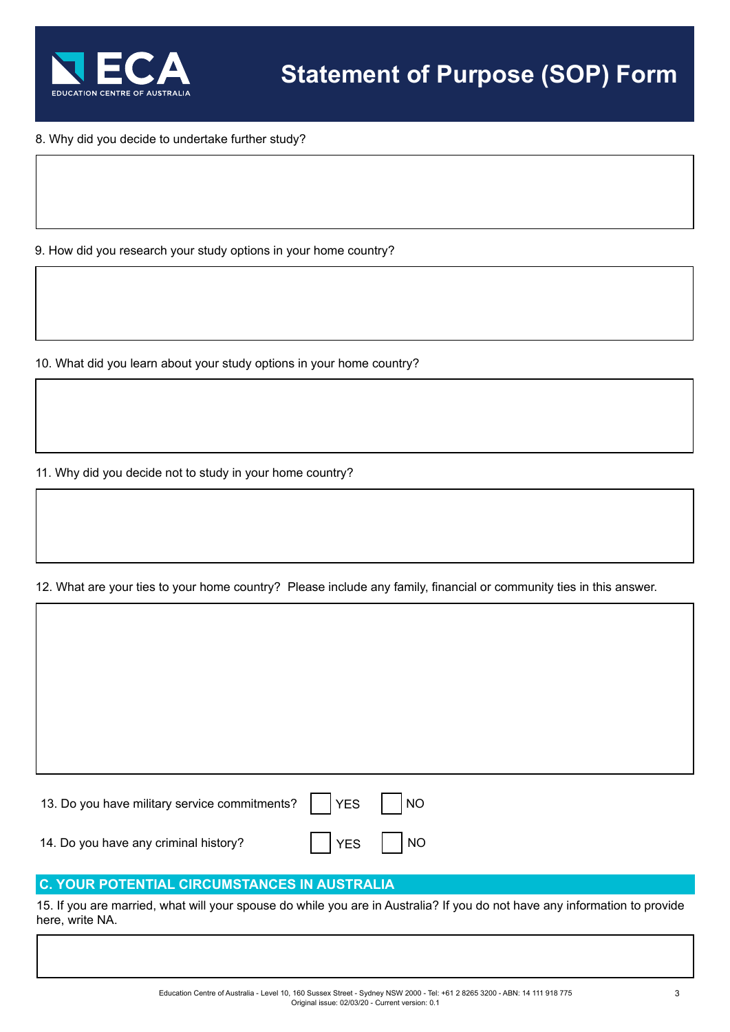# Statement of Purpose (SOP) Form

8. Why did you decide to undertake further study?

9. How did you research your study options in your home country?

10. What did you learn about your study options in your home country?

11. Why did you decide not to study in your home country?

12. What are your ties to your home country?  Please include any family, financial or community ties in this answer.

13. Do you have military service commitments? ☐ YES ☐ NO

14. Do you have any criminal history? ☐ YES ☐ NO

## C. YOUR POTENTIAL CIRCUMSTANCES IN AUSTRALIA

15. If you are married, what will your spouse do while you are in Australia? If you do not have any information to provide here, write NA.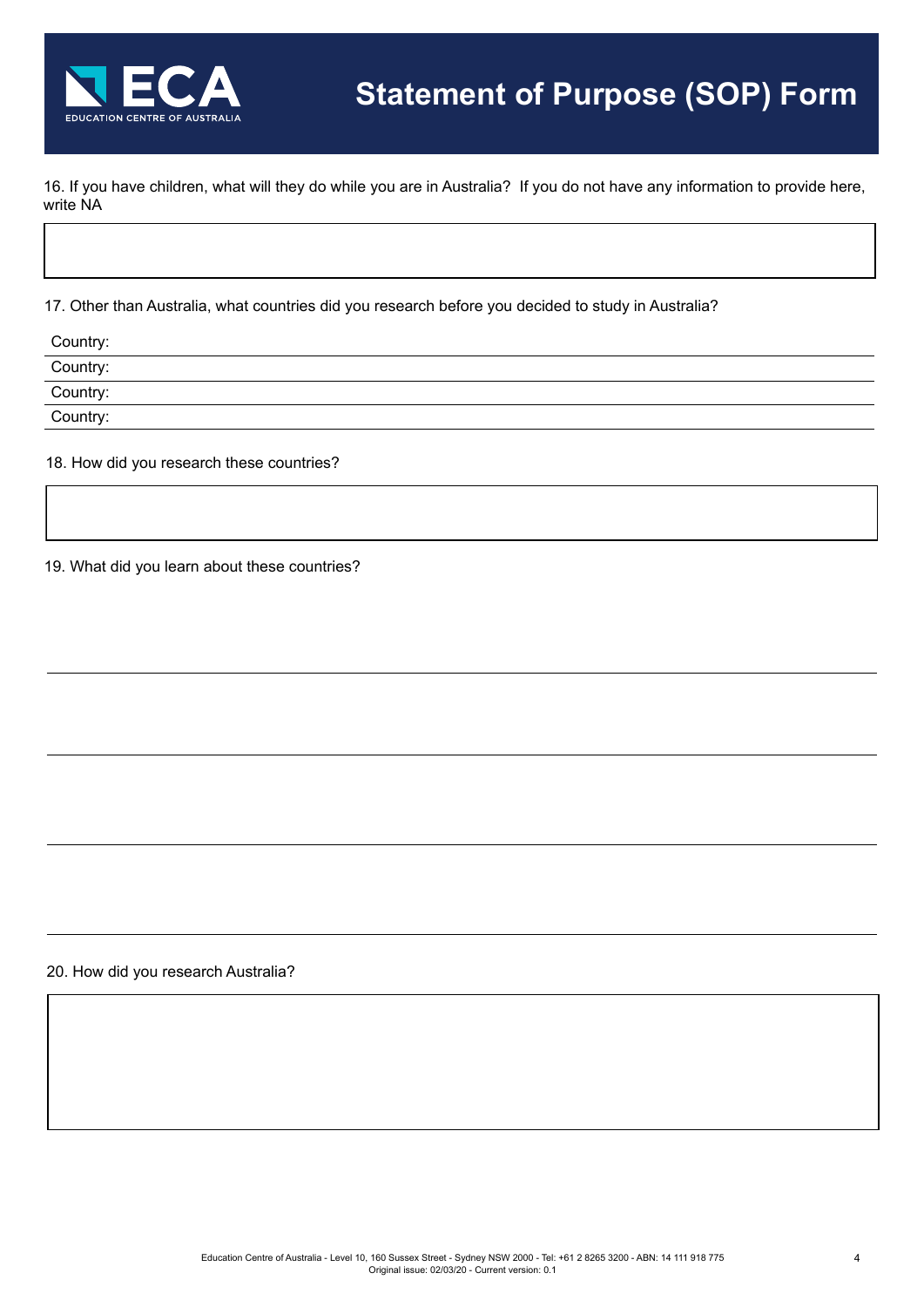# Statement of Purpose (SOP) Form

16. If you have children, what will they do while you are in Australia? If you do not have any information to provide here, write NA

17. Other than Australia, what countries did you research before you decided to study in Australia?

Country:

Country:

Country:

Country:

18. How did you research these countries?

19. What did you learn about these countries?

20. How did you research Australia?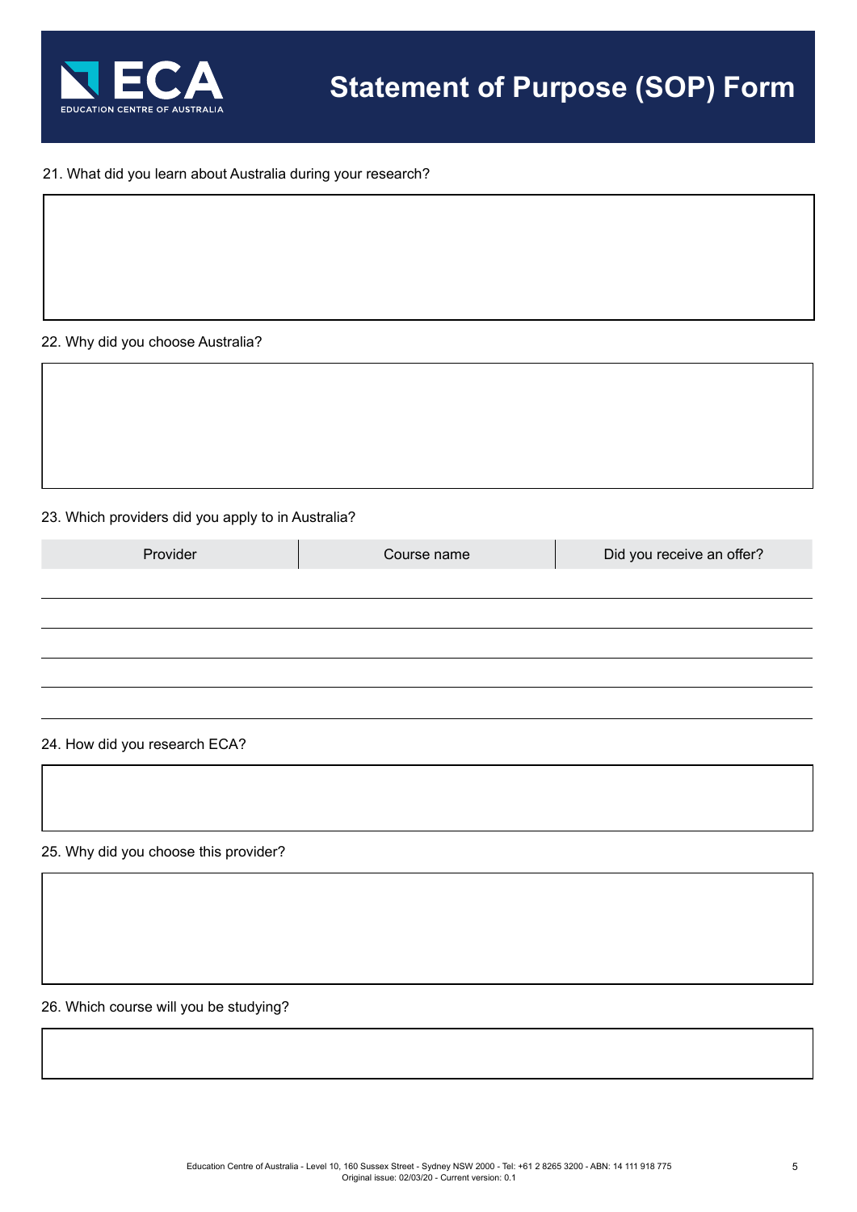# Statement of Purpose (SOP) Form

21. What did you learn about Australia during your research?

22. Why did you choose Australia?

23. Which providers did you apply to in Australia?

| Provider | Course name | Did you receive an offer? |
| --- | --- | --- |
| | | |
| | | |
| | | |
| | | |
| | | |

24. How did you research ECA?

25. Why did you choose this provider?

26. Which course will you be studying?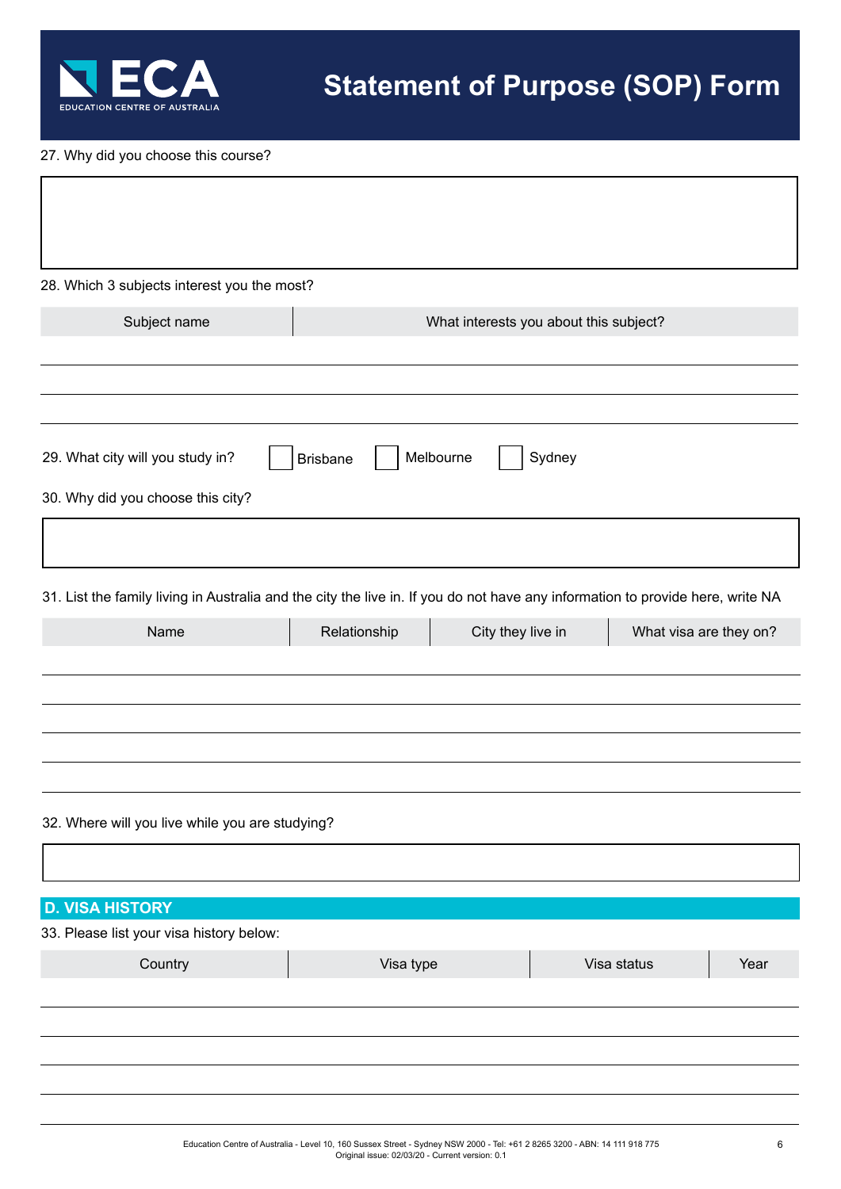# Statement of Purpose (SOP) Form

27. Why did you choose this course?

28. Which 3 subjects interest you the most?

| Subject name | What interests you about this subject? |
| --- | --- |
| | |
| | |
| | |

29. What city will you study in? ☐ Brisbane ☐ Melbourne ☐ Sydney

30. Why did you choose this city?

31. List the family living in Australia and the city the live in. If you do not have any information to provide here, write NA

| Name | Relationship | City they live in | What visa are they on? |
| --- | --- | --- | --- |
| | | | |
| | | | |
| | | | |
| | | | |
| | | | |

32. Where will you live while you are studying?

## D. VISA HISTORY

33. Please list your visa history below:

| Country | Visa type | Visa status | Year |
| --- | --- | --- | --- |
| | | | |
| | | | |
| | | | |
| | | | |
| | | | |

Education Centre of Australia - Level 10, 160 Sussex Street - Sydney NSW 2000 - Tel: +61 2 8265 3200 - ABN: 14 111 918 775
Original issue: 02/03/20 - Current version: 0.1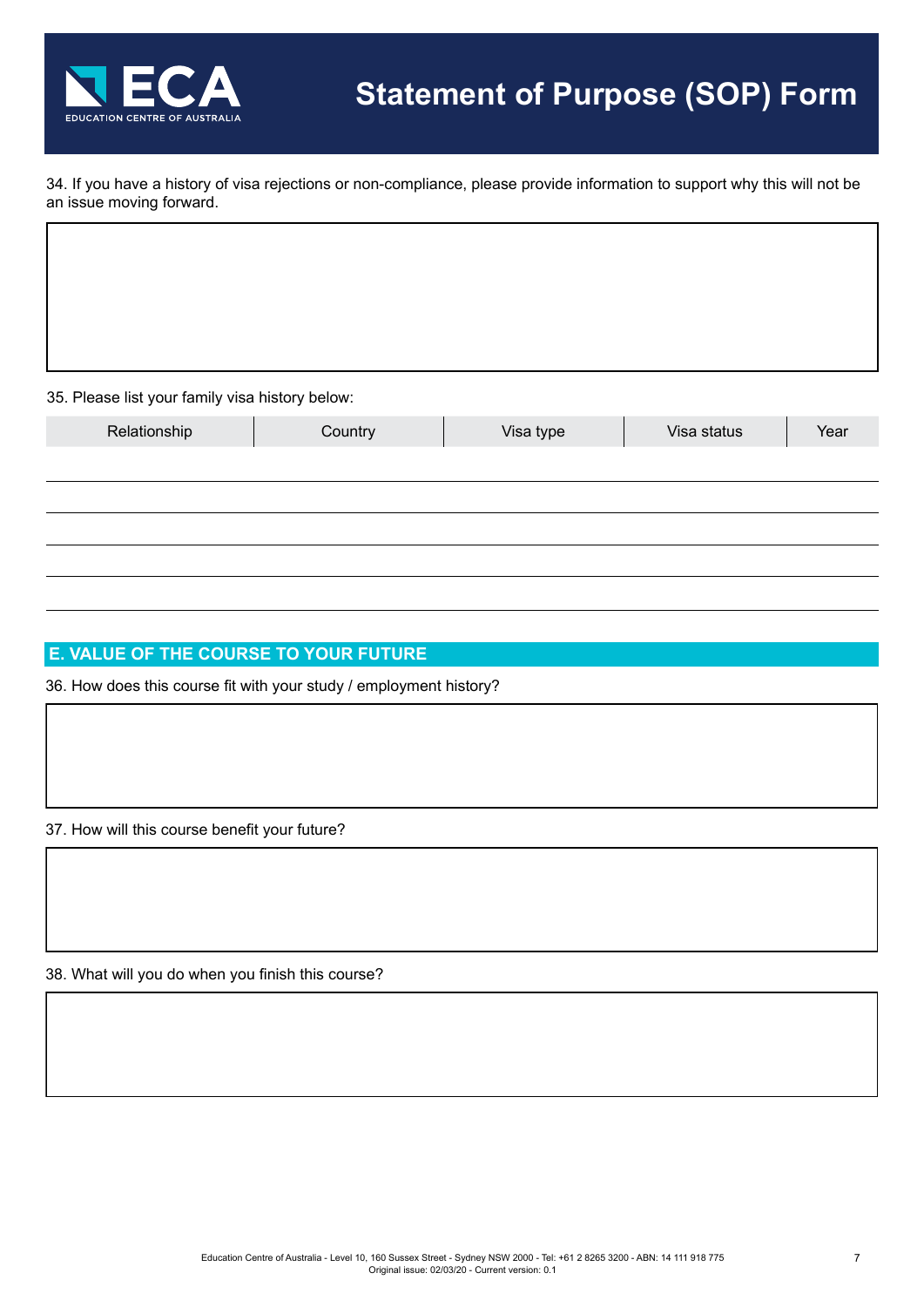# Statement of Purpose (SOP) Form

34. If you have a history of visa rejections or non-compliance, please provide information to support why this will not be an issue moving forward.

35. Please list your family visa history below:

| Relationship | Country | Visa type | Visa status | Year |
|---|---|---|---|---|
| | | | | |
| | | | | |
| | | | | |
| | | | | |
| | | | | |

## E. VALUE OF THE COURSE TO YOUR FUTURE

36. How does this course fit with your study / employment history?

37. How will this course benefit your future?

38. What will you do when you finish this course?

Education Centre of Australia - Level 10, 160 Sussex Street - Sydney NSW 2000 - Tel: +61 2 8265 3200 - ABN: 14 111 918 775
Original issue: 02/03/20 - Current version: 0.1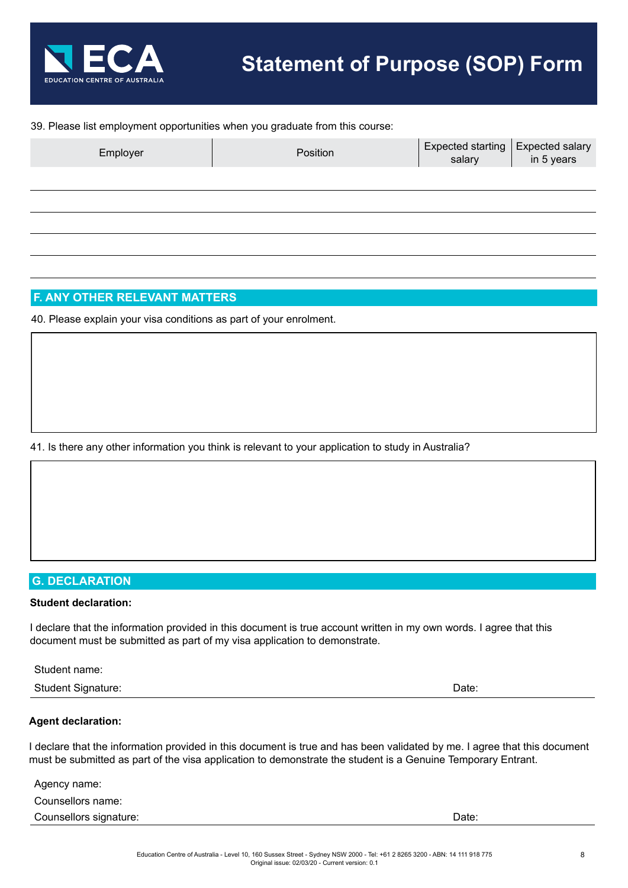# Statement of Purpose (SOP) Form

39. Please list employment opportunities when you graduate from this course:

| Employer | Position | Expected starting salary | Expected salary in 5 years |
|---|---|---|---|
| | | | |
| | | | |
| | | | |
| | | | |
| | | | |

## F. ANY OTHER RELEVANT MATTERS

40. Please explain your visa conditions as part of your enrolment.

41. Is there any other information you think is relevant to your application to study in Australia?

## G. DECLARATION

**Student declaration:**

I declare that the information provided in this document is true account written in my own words. I agree that this document must be submitted as part of my visa application to demonstrate.

Student name:

Student Signature: Date:

**Agent declaration:**

I declare that the information provided in this document is true and has been validated by me. I agree that this document must be submitted as part of the visa application to demonstrate the student is a Genuine Temporary Entrant.

Agency name:

Counsellors name:

Counsellors signature: Date:

Education Centre of Australia - Level 10, 160 Sussex Street - Sydney NSW 2000 - Tel: +61 2 8265 3200 - ABN: 14 111 918 775
Original issue: 02/03/20 - Current version: 0.1